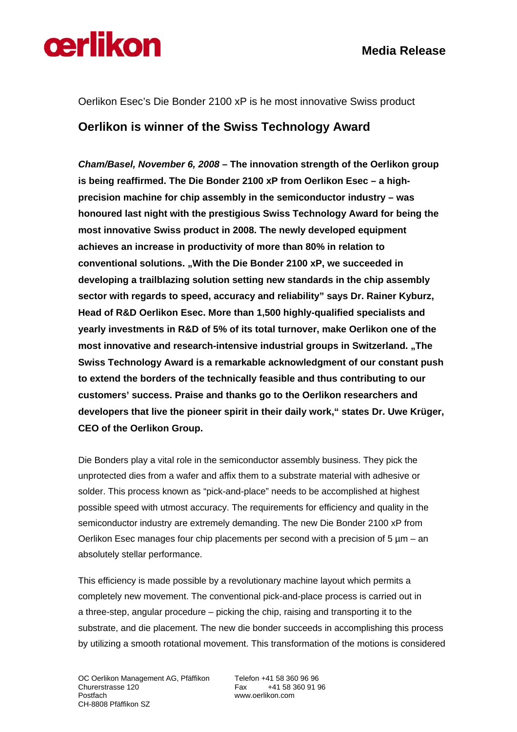# Media Release

Oerlikon Esec's Die Bonder 2100 xP is he most innovative Swiss product

## Oerlikon is winner of the Swiss Technology Award

***Cham/Basel, November 6, 2008* – The innovation strength of the Oerlikon group is being reaffirmed. The Die Bonder 2100 xP from Oerlikon Esec – a high-precision machine for chip assembly in the semiconductor industry – was honoured last night with the prestigious Swiss Technology Award for being the most innovative Swiss product in 2008. The newly developed equipment achieves an increase in productivity of more than 80% in relation to conventional solutions. „With the Die Bonder 2100 xP, we succeeded in developing a trailblazing solution setting new standards in the chip assembly sector with regards to speed, accuracy and reliability" says Dr. Rainer Kyburz, Head of R&D Oerlikon Esec. More than 1,500 highly-qualified specialists and yearly investments in R&D of 5% of its total turnover, make Oerlikon one of the most innovative and research-intensive industrial groups in Switzerland. „The Swiss Technology Award is a remarkable acknowledgment of our constant push to extend the borders of the technically feasible and thus contributing to our customers' success. Praise and thanks go to the Oerlikon researchers and developers that live the pioneer spirit in their daily work," states Dr. Uwe Krüger, CEO of the Oerlikon Group.**

Die Bonders play a vital role in the semiconductor assembly business. They pick the unprotected dies from a wafer and affix them to a substrate material with adhesive or solder. This process known as "pick-and-place" needs to be accomplished at highest possible speed with utmost accuracy. The requirements for efficiency and quality in the semiconductor industry are extremely demanding. The new Die Bonder 2100 xP from Oerlikon Esec manages four chip placements per second with a precision of 5 µm – an absolutely stellar performance.

This efficiency is made possible by a revolutionary machine layout which permits a completely new movement. The conventional pick-and-place process is carried out in a three-step, angular procedure – picking the chip, raising and transporting it to the substrate, and die placement. The new die bonder succeeds in accomplishing this process by utilizing a smooth rotational movement. This transformation of the motions is considered

OC Oerlikon Management AG, Pfäffikon
Churerstrasse 120
Postfach
CH-8808 Pfäffikon SZ

Telefon +41 58 360 96 96
Fax +41 58 360 91 96
www.oerlikon.com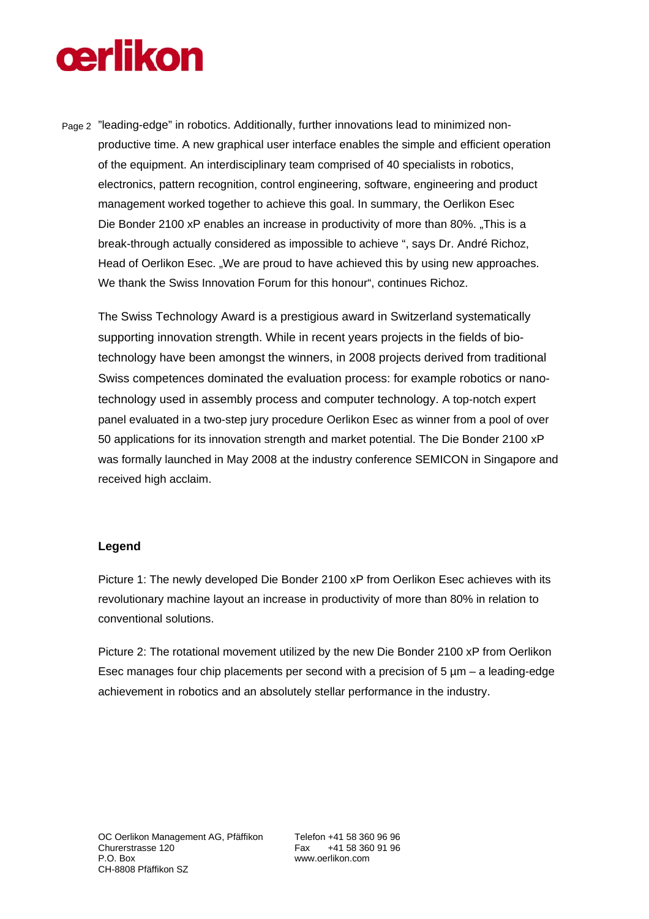"leading-edge" in robotics. Additionally, further innovations lead to minimized non-productive time. A new graphical user interface enables the simple and efficient operation of the equipment. An interdisciplinary team comprised of 40 specialists in robotics, electronics, pattern recognition, control engineering, software, engineering and product management worked together to achieve this goal. In summary, the Oerlikon Esec Die Bonder 2100 xP enables an increase in productivity of more than 80%. „This is a break-through actually considered as impossible to achieve ", says Dr. André Richoz, Head of Oerlikon Esec. „We are proud to have achieved this by using new approaches. We thank the Swiss Innovation Forum for this honour", continues Richoz.

The Swiss Technology Award is a prestigious award in Switzerland systematically supporting innovation strength. While in recent years projects in the fields of bio-technology have been amongst the winners, in 2008 projects derived from traditional Swiss competences dominated the evaluation process: for example robotics or nano-technology used in assembly process and computer technology. A top-notch expert panel evaluated in a two-step jury procedure Oerlikon Esec as winner from a pool of over 50 applications for its innovation strength and market potential. The Die Bonder 2100 xP was formally launched in May 2008 at the industry conference SEMICON in Singapore and received high acclaim.

**Legend**

Picture 1: The newly developed Die Bonder 2100 xP from Oerlikon Esec achieves with its revolutionary machine layout an increase in productivity of more than 80% in relation to conventional solutions.

Picture 2: The rotational movement utilized by the new Die Bonder 2100 xP from Oerlikon Esec manages four chip placements per second with a precision of 5 µm – a leading-edge achievement in robotics and an absolutely stellar performance in the industry.

OC Oerlikon Management AG, Pfäffikon
Churerstrasse 120
P.O. Box
CH-8808 Pfäffikon SZ

Telefon +41 58 360 96 96
Fax +41 58 360 91 96
www.oerlikon.com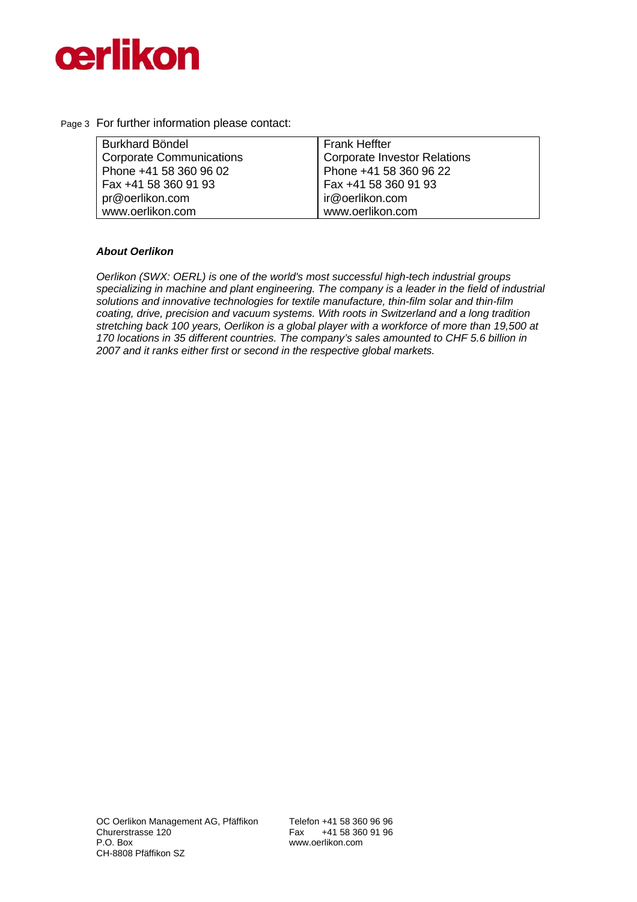For further information please contact:

| | |
|---|---|
| Burkhard Böndel<br>Corporate Communications<br>Phone +41 58 360 96 02<br>Fax +41 58 360 91 93<br>pr@oerlikon.com<br>www.oerlikon.com | Frank Heffter<br>Corporate Investor Relations<br>Phone +41 58 360 96 22<br>Fax +41 58 360 91 93<br>ir@oerlikon.com<br>www.oerlikon.com |

***About Oerlikon***

*Oerlikon (SWX: OERL) is one of the world's most successful high-tech industrial groups specializing in machine and plant engineering. The company is a leader in the field of industrial solutions and innovative technologies for textile manufacture, thin-film solar and thin-film coating, drive, precision and vacuum systems. With roots in Switzerland and a long tradition stretching back 100 years, Oerlikon is a global player with a workforce of more than 19,500 at 170 locations in 35 different countries. The company's sales amounted to CHF 5.6 billion in 2007 and it ranks either first or second in the respective global markets.*

OC Oerlikon Management AG, Pfäffikon
Churerstrasse 120
P.O. Box
CH-8808 Pfäffikon SZ

Telefon +41 58 360 96 96
Fax +41 58 360 91 96
www.oerlikon.com